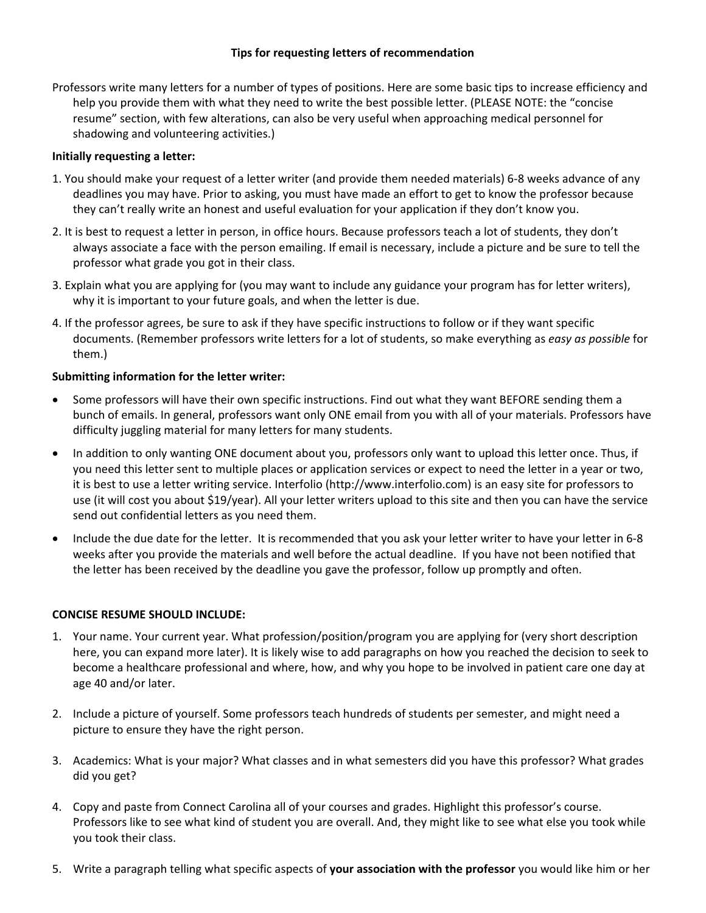# Tips for requesting letters of recommendation

Professors write many letters for a number of types of positions. Here are some basic tips to increase efficiency and help you provide them with what they need to write the best possible letter. (PLEASE NOTE: the "concise resume" section, with few alterations, can also be very useful when approaching medical personnel for shadowing and volunteering activities.)

**Initially requesting a letter:**

1. You should make your request of a letter writer (and provide them needed materials) 6-8 weeks advance of any deadlines you may have. Prior to asking, you must have made an effort to get to know the professor because they can't really write an honest and useful evaluation for your application if they don't know you.
2. It is best to request a letter in person, in office hours. Because professors teach a lot of students, they don't always associate a face with the person emailing. If email is necessary, include a picture and be sure to tell the professor what grade you got in their class.
3. Explain what you are applying for (you may want to include any guidance your program has for letter writers), why it is important to your future goals, and when the letter is due.
4. If the professor agrees, be sure to ask if they have specific instructions to follow or if they want specific documents. (Remember professors write letters for a lot of students, so make everything as *easy as possible* for them.)

**Submitting information for the letter writer:**

- Some professors will have their own specific instructions. Find out what they want BEFORE sending them a bunch of emails. In general, professors want only ONE email from you with all of your materials. Professors have difficulty juggling material for many letters for many students.
- In addition to only wanting ONE document about you, professors only want to upload this letter once. Thus, if you need this letter sent to multiple places or application services or expect to need the letter in a year or two, it is best to use a letter writing service. Interfolio (http://www.interfolio.com) is an easy site for professors to use (it will cost you about $19/year). All your letter writers upload to this site and then you can have the service send out confidential letters as you need them.
- Include the due date for the letter. It is recommended that you ask your letter writer to have your letter in 6-8 weeks after you provide the materials and well before the actual deadline. If you have not been notified that the letter has been received by the deadline you gave the professor, follow up promptly and often.

**CONCISE RESUME SHOULD INCLUDE:**

1. Your name. Your current year. What profession/position/program you are applying for (very short description here, you can expand more later). It is likely wise to add paragraphs on how you reached the decision to seek to become a healthcare professional and where, how, and why you hope to be involved in patient care one day at age 40 and/or later.

2. Include a picture of yourself. Some professors teach hundreds of students per semester, and might need a picture to ensure they have the right person.

3. Academics: What is your major? What classes and in what semesters did you have this professor? What grades did you get?

4. Copy and paste from Connect Carolina all of your courses and grades. Highlight this professor's course. Professors like to see what kind of student you are overall. And, they might like to see what else you took while you took their class.

5. Write a paragraph telling what specific aspects of **your association with the professor** you would like him or her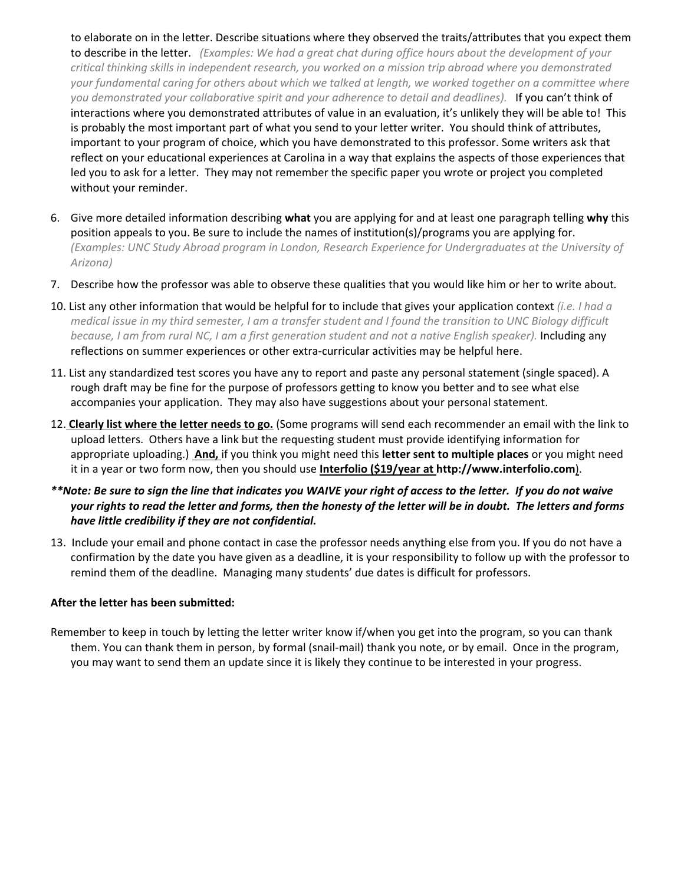to elaborate on in the letter. Describe situations where they observed the traits/attributes that you expect them to describe in the letter. *(Examples: We had a great chat during office hours about the development of your critical thinking skills in independent research, you worked on a mission trip abroad where you demonstrated your fundamental caring for others about which we talked at length, we worked together on a committee where you demonstrated your collaborative spirit and your adherence to detail and deadlines).* If you can't think of interactions where you demonstrated attributes of value in an evaluation, it's unlikely they will be able to! This is probably the most important part of what you send to your letter writer. You should think of attributes, important to your program of choice, which you have demonstrated to this professor. Some writers ask that reflect on your educational experiences at Carolina in a way that explains the aspects of those experiences that led you to ask for a letter. They may not remember the specific paper you wrote or project you completed without your reminder.

6. Give more detailed information describing **what** you are applying for and at least one paragraph telling **why** this position appeals to you. Be sure to include the names of institution(s)/programs you are applying for. *(Examples: UNC Study Abroad program in London, Research Experience for Undergraduates at the University of Arizona)*

7. Describe how the professor was able to observe these qualities that you would like him or her to write about.

10. List any other information that would be helpful for to include that gives your application context *(i.e. I had a medical issue in my third semester, I am a transfer student and I found the transition to UNC Biology difficult because, I am from rural NC, I am a first generation student and not a native English speaker).* Including any reflections on summer experiences or other extra-curricular activities may be helpful here.

11. List any standardized test scores you have any to report and paste any personal statement (single spaced). A rough draft may be fine for the purpose of professors getting to know you better and to see what else accompanies your application. They may also have suggestions about your personal statement.

12. **Clearly list where the letter needs to go.** (Some programs will send each recommender an email with the link to upload letters. Others have a link but the requesting student must provide identifying information for appropriate uploading.) **And,** if you think you might need this **letter sent to multiple places** or you might need it in a year or two form now, then you should use **Interfolio ($19/year at http://www.interfolio.com)**.

***\*\*Note: Be sure to sign the line that indicates you WAIVE your right of access to the letter. If you do not waive your rights to read the letter and forms, then the honesty of the letter will be in doubt. The letters and forms have little credibility if they are not confidential.***

13. Include your email and phone contact in case the professor needs anything else from you. If you do not have a confirmation by the date you have given as a deadline, it is your responsibility to follow up with the professor to remind them of the deadline. Managing many students' due dates is difficult for professors.

**After the letter has been submitted:**

Remember to keep in touch by letting the letter writer know if/when you get into the program, so you can thank them. You can thank them in person, by formal (snail-mail) thank you note, or by email. Once in the program, you may want to send them an update since it is likely they continue to be interested in your progress.